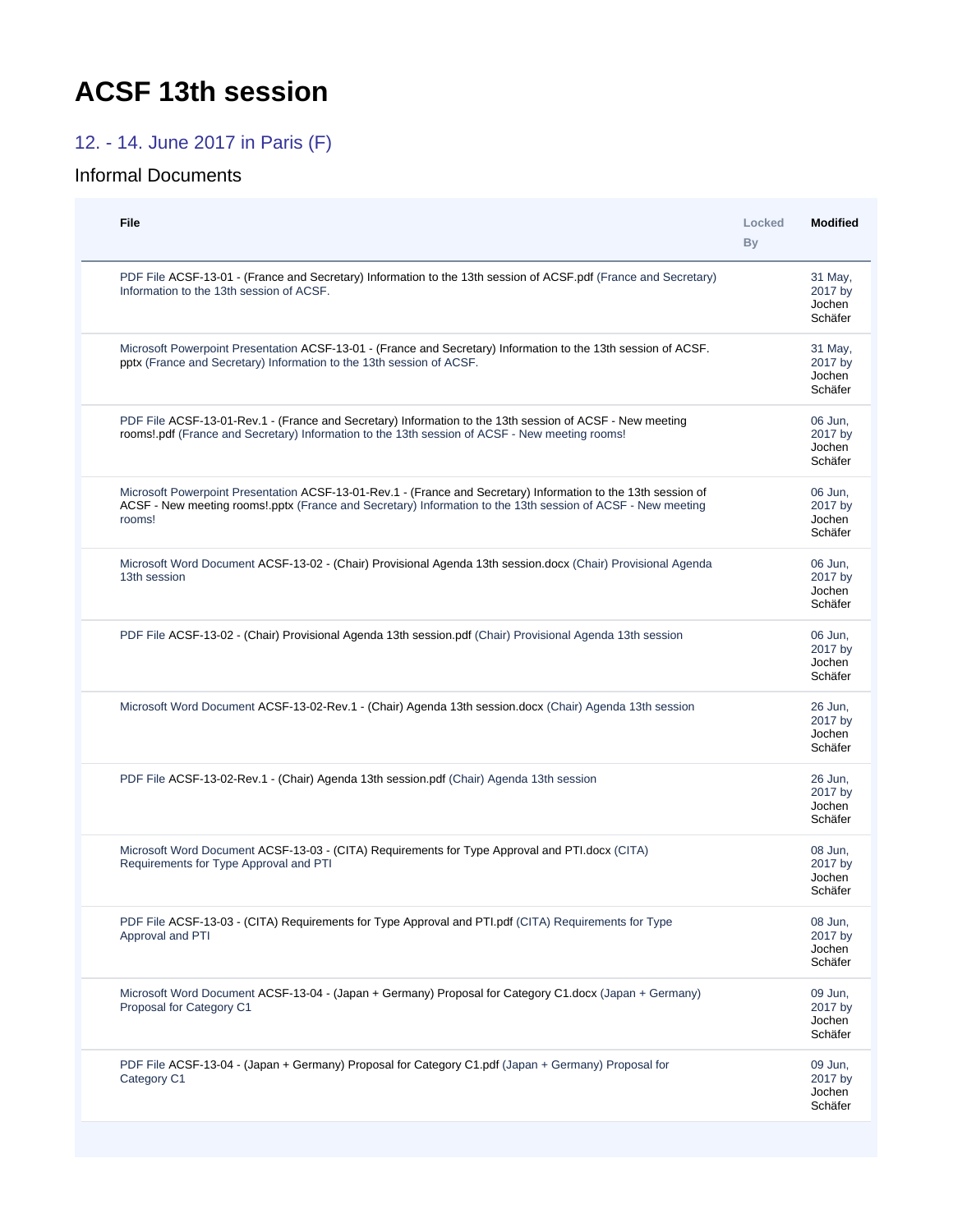# ACSF 13th session

## 12. - 14. June 2017 in Paris (F)

### Informal Documents

| File | Locked By | Modified |
|---|---|---|
| PDF File ACSF-13-01 - (France and Secretary) Information to the 13th session of ACSF.pdf (France and Secretary) Information to the 13th session of ACSF. | | 31 May, 2017 by Jochen Schäfer |
| Microsoft Powerpoint Presentation ACSF-13-01 - (France and Secretary) Information to the 13th session of ACSF.pptx (France and Secretary) Information to the 13th session of ACSF. | | 31 May, 2017 by Jochen Schäfer |
| PDF File ACSF-13-01-Rev.1 - (France and Secretary) Information to the 13th session of ACSF - New meeting rooms!.pdf (France and Secretary) Information to the 13th session of ACSF - New meeting rooms! | | 06 Jun, 2017 by Jochen Schäfer |
| Microsoft Powerpoint Presentation ACSF-13-01-Rev.1 - (France and Secretary) Information to the 13th session of ACSF - New meeting rooms!.pptx (France and Secretary) Information to the 13th session of ACSF - New meeting rooms! | | 06 Jun, 2017 by Jochen Schäfer |
| Microsoft Word Document ACSF-13-02 - (Chair) Provisional Agenda 13th session.docx (Chair) Provisional Agenda 13th session | | 06 Jun, 2017 by Jochen Schäfer |
| PDF File ACSF-13-02 - (Chair) Provisional Agenda 13th session.pdf (Chair) Provisional Agenda 13th session | | 06 Jun, 2017 by Jochen Schäfer |
| Microsoft Word Document ACSF-13-02-Rev.1 - (Chair) Agenda 13th session.docx (Chair) Agenda 13th session | | 26 Jun, 2017 by Jochen Schäfer |
| PDF File ACSF-13-02-Rev.1 - (Chair) Agenda 13th session.pdf (Chair) Agenda 13th session | | 26 Jun, 2017 by Jochen Schäfer |
| Microsoft Word Document ACSF-13-03 - (CITA) Requirements for Type Approval and PTI.docx (CITA) Requirements for Type Approval and PTI | | 08 Jun, 2017 by Jochen Schäfer |
| PDF File ACSF-13-03 - (CITA) Requirements for Type Approval and PTI.pdf (CITA) Requirements for Type Approval and PTI | | 08 Jun, 2017 by Jochen Schäfer |
| Microsoft Word Document ACSF-13-04 - (Japan + Germany) Proposal for Category C1.docx (Japan + Germany) Proposal for Category C1 | | 09 Jun, 2017 by Jochen Schäfer |
| PDF File ACSF-13-04 - (Japan + Germany) Proposal for Category C1.pdf (Japan + Germany) Proposal for Category C1 | | 09 Jun, 2017 by Jochen Schäfer |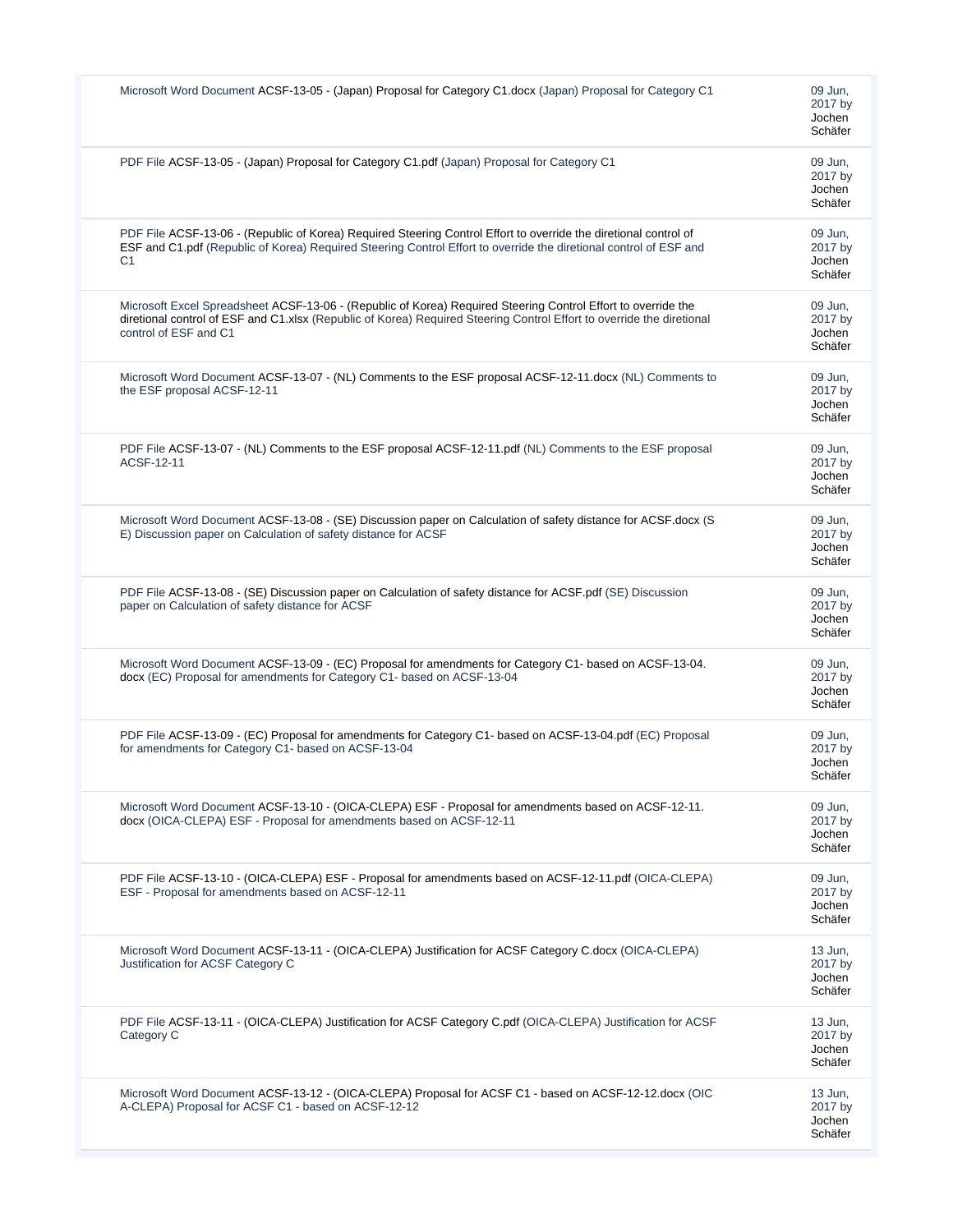| | |
|---|---|
| Microsoft Word Document ACSF-13-05 - (Japan) Proposal for Category C1.docx (Japan) Proposal for Category C1 | 09 Jun, 2017 by Jochen Schäfer |
| PDF File ACSF-13-05 - (Japan) Proposal for Category C1.pdf (Japan) Proposal for Category C1 | 09 Jun, 2017 by Jochen Schäfer |
| PDF File ACSF-13-06 - (Republic of Korea) Required Steering Control Effort to override the diretional control of ESF and C1.pdf (Republic of Korea) Required Steering Control Effort to override the diretional control of ESF and C1 | 09 Jun, 2017 by Jochen Schäfer |
| Microsoft Excel Spreadsheet ACSF-13-06 - (Republic of Korea) Required Steering Control Effort to override the diretional control of ESF and C1.xlsx (Republic of Korea) Required Steering Control Effort to override the diretional control of ESF and C1 | 09 Jun, 2017 by Jochen Schäfer |
| Microsoft Word Document ACSF-13-07 - (NL) Comments to the ESF proposal ACSF-12-11.docx (NL) Comments to the ESF proposal ACSF-12-11 | 09 Jun, 2017 by Jochen Schäfer |
| PDF File ACSF-13-07 - (NL) Comments to the ESF proposal ACSF-12-11.pdf (NL) Comments to the ESF proposal ACSF-12-11 | 09 Jun, 2017 by Jochen Schäfer |
| Microsoft Word Document ACSF-13-08 - (SE) Discussion paper on Calculation of safety distance for ACSF.docx (SE) Discussion paper on Calculation of safety distance for ACSF | 09 Jun, 2017 by Jochen Schäfer |
| PDF File ACSF-13-08 - (SE) Discussion paper on Calculation of safety distance for ACSF.pdf (SE) Discussion paper on Calculation of safety distance for ACSF | 09 Jun, 2017 by Jochen Schäfer |
| Microsoft Word Document ACSF-13-09 - (EC) Proposal for amendments for Category C1- based on ACSF-13-04.docx (EC) Proposal for amendments for Category C1- based on ACSF-13-04 | 09 Jun, 2017 by Jochen Schäfer |
| PDF File ACSF-13-09 - (EC) Proposal for amendments for Category C1- based on ACSF-13-04.pdf (EC) Proposal for amendments for Category C1- based on ACSF-13-04 | 09 Jun, 2017 by Jochen Schäfer |
| Microsoft Word Document ACSF-13-10 - (OICA-CLEPA) ESF - Proposal for amendments based on ACSF-12-11.docx (OICA-CLEPA) ESF - Proposal for amendments based on ACSF-12-11 | 09 Jun, 2017 by Jochen Schäfer |
| PDF File ACSF-13-10 - (OICA-CLEPA) ESF - Proposal for amendments based on ACSF-12-11.pdf (OICA-CLEPA) ESF - Proposal for amendments based on ACSF-12-11 | 09 Jun, 2017 by Jochen Schäfer |
| Microsoft Word Document ACSF-13-11 - (OICA-CLEPA) Justification for ACSF Category C.docx (OICA-CLEPA) Justification for ACSF Category C | 13 Jun, 2017 by Jochen Schäfer |
| PDF File ACSF-13-11 - (OICA-CLEPA) Justification for ACSF Category C.pdf (OICA-CLEPA) Justification for ACSF Category C | 13 Jun, 2017 by Jochen Schäfer |
| Microsoft Word Document ACSF-13-12 - (OICA-CLEPA) Proposal for ACSF C1 - based on ACSF-12-12.docx (OICA-CLEPA) Proposal for ACSF C1 - based on ACSF-12-12 | 13 Jun, 2017 by Jochen Schäfer |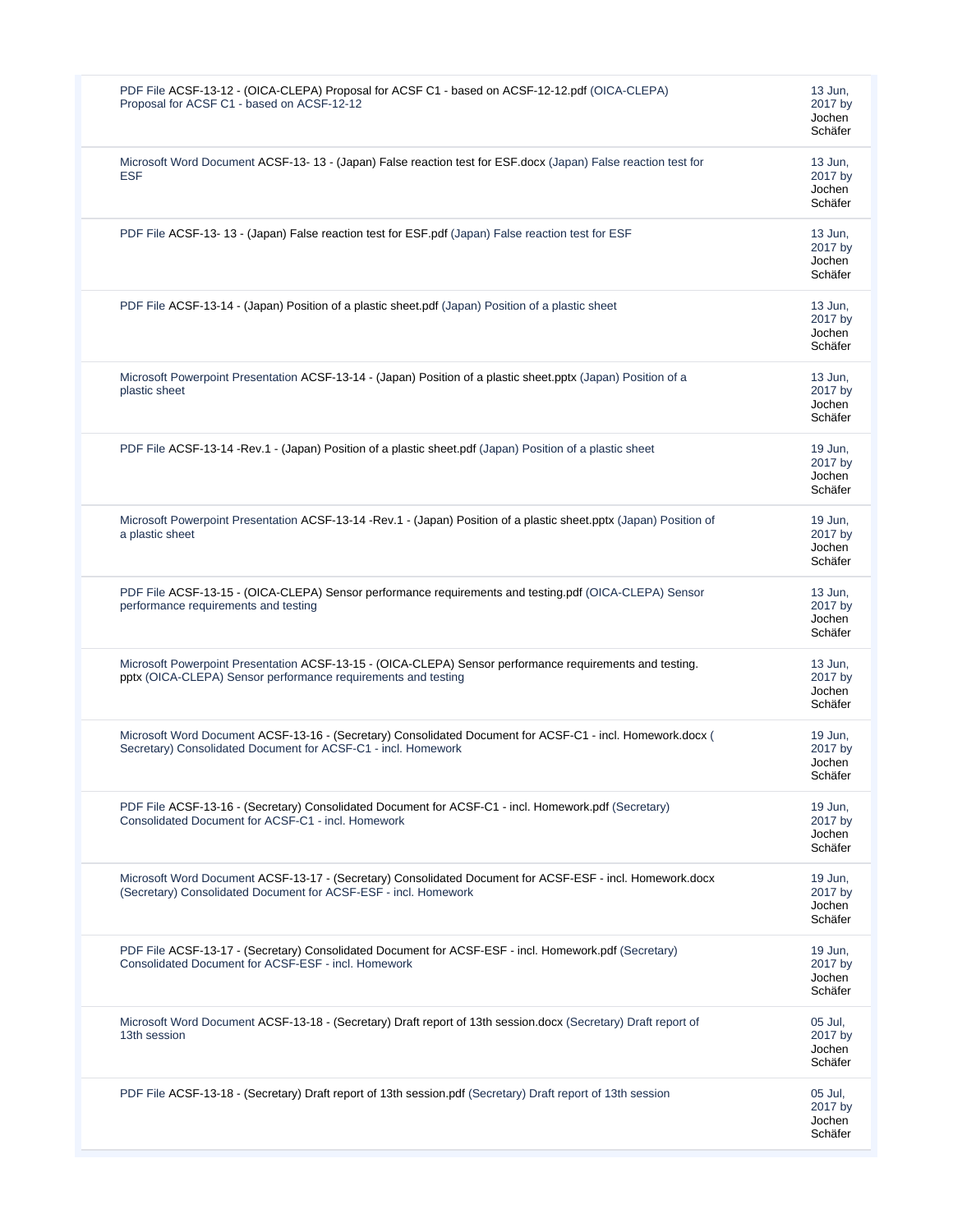| | |
|---|---|
| PDF File ACSF-13-12 - (OICA-CLEPA) Proposal for ACSF C1 - based on ACSF-12-12.pdf (OICA-CLEPA) Proposal for ACSF C1 - based on ACSF-12-12 | 13 Jun, 2017 by Jochen Schäfer |
| Microsoft Word Document ACSF-13- 13 - (Japan) False reaction test for ESF.docx (Japan) False reaction test for ESF | 13 Jun, 2017 by Jochen Schäfer |
| PDF File ACSF-13- 13 - (Japan) False reaction test for ESF.pdf (Japan) False reaction test for ESF | 13 Jun, 2017 by Jochen Schäfer |
| PDF File ACSF-13-14 - (Japan) Position of a plastic sheet.pdf (Japan) Position of a plastic sheet | 13 Jun, 2017 by Jochen Schäfer |
| Microsoft Powerpoint Presentation ACSF-13-14 - (Japan) Position of a plastic sheet.pptx (Japan) Position of a plastic sheet | 13 Jun, 2017 by Jochen Schäfer |
| PDF File ACSF-13-14 -Rev.1 - (Japan) Position of a plastic sheet.pdf (Japan) Position of a plastic sheet | 19 Jun, 2017 by Jochen Schäfer |
| Microsoft Powerpoint Presentation ACSF-13-14 -Rev.1 - (Japan) Position of a plastic sheet.pptx (Japan) Position of a plastic sheet | 19 Jun, 2017 by Jochen Schäfer |
| PDF File ACSF-13-15 - (OICA-CLEPA) Sensor performance requirements and testing.pdf (OICA-CLEPA) Sensor performance requirements and testing | 13 Jun, 2017 by Jochen Schäfer |
| Microsoft Powerpoint Presentation ACSF-13-15 - (OICA-CLEPA) Sensor performance requirements and testing. pptx (OICA-CLEPA) Sensor performance requirements and testing | 13 Jun, 2017 by Jochen Schäfer |
| Microsoft Word Document ACSF-13-16 - (Secretary) Consolidated Document for ACSF-C1 - incl. Homework.docx ( Secretary) Consolidated Document for ACSF-C1 - incl. Homework | 19 Jun, 2017 by Jochen Schäfer |
| PDF File ACSF-13-16 - (Secretary) Consolidated Document for ACSF-C1 - incl. Homework.pdf (Secretary) Consolidated Document for ACSF-C1 - incl. Homework | 19 Jun, 2017 by Jochen Schäfer |
| Microsoft Word Document ACSF-13-17 - (Secretary) Consolidated Document for ACSF-ESF - incl. Homework.docx (Secretary) Consolidated Document for ACSF-ESF - incl. Homework | 19 Jun, 2017 by Jochen Schäfer |
| PDF File ACSF-13-17 - (Secretary) Consolidated Document for ACSF-ESF - incl. Homework.pdf (Secretary) Consolidated Document for ACSF-ESF - incl. Homework | 19 Jun, 2017 by Jochen Schäfer |
| Microsoft Word Document ACSF-13-18 - (Secretary) Draft report of 13th session.docx (Secretary) Draft report of 13th session | 05 Jul, 2017 by Jochen Schäfer |
| PDF File ACSF-13-18 - (Secretary) Draft report of 13th session.pdf (Secretary) Draft report of 13th session | 05 Jul, 2017 by Jochen Schäfer |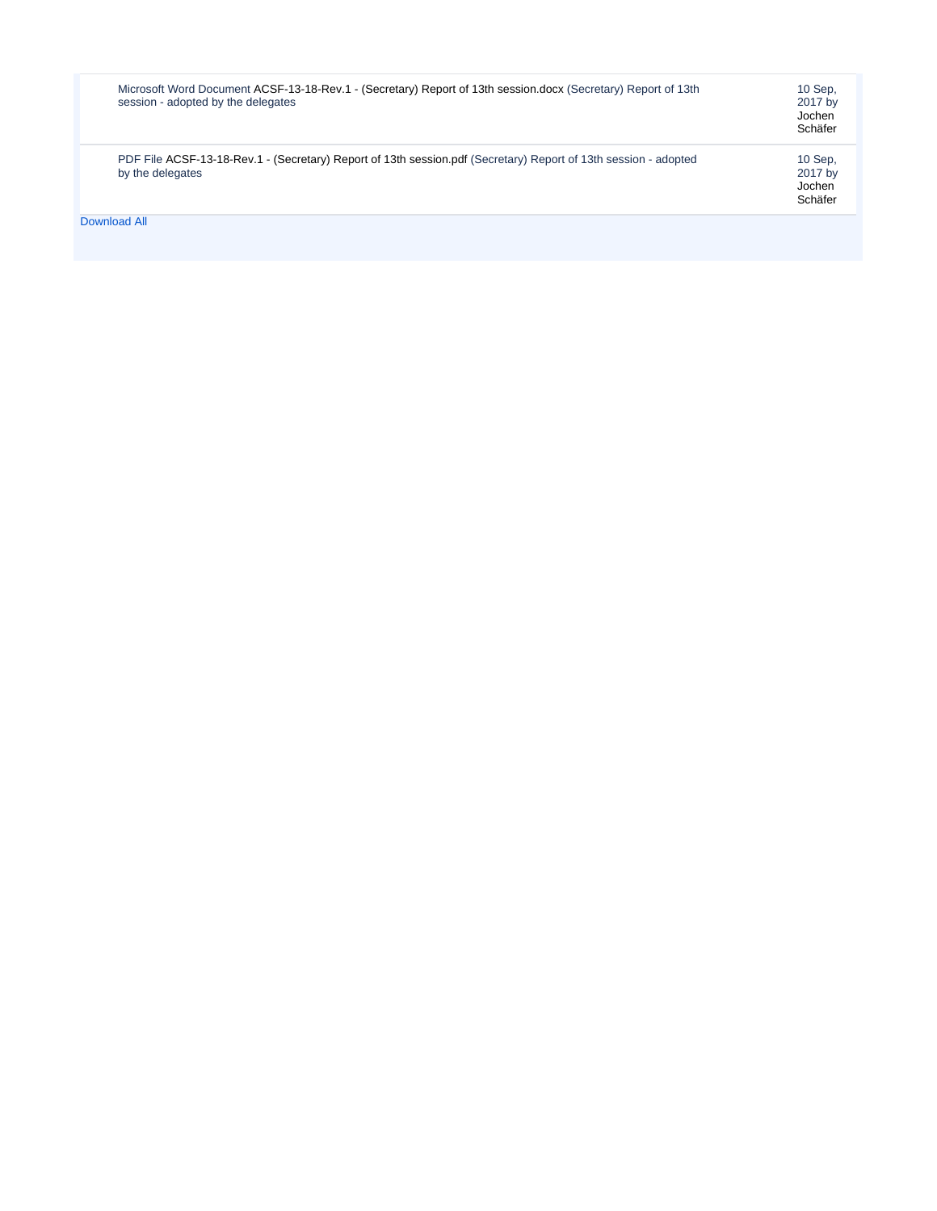| | |
|---|---|
| Microsoft Word Document ACSF-13-18-Rev.1 - (Secretary) Report of 13th session.docx (Secretary) Report of 13th session - adopted by the delegates | 10 Sep, 2017 by Jochen Schäfer |
| PDF File ACSF-13-18-Rev.1 - (Secretary) Report of 13th session.pdf (Secretary) Report of 13th session - adopted by the delegates | 10 Sep, 2017 by Jochen Schäfer |

Download All